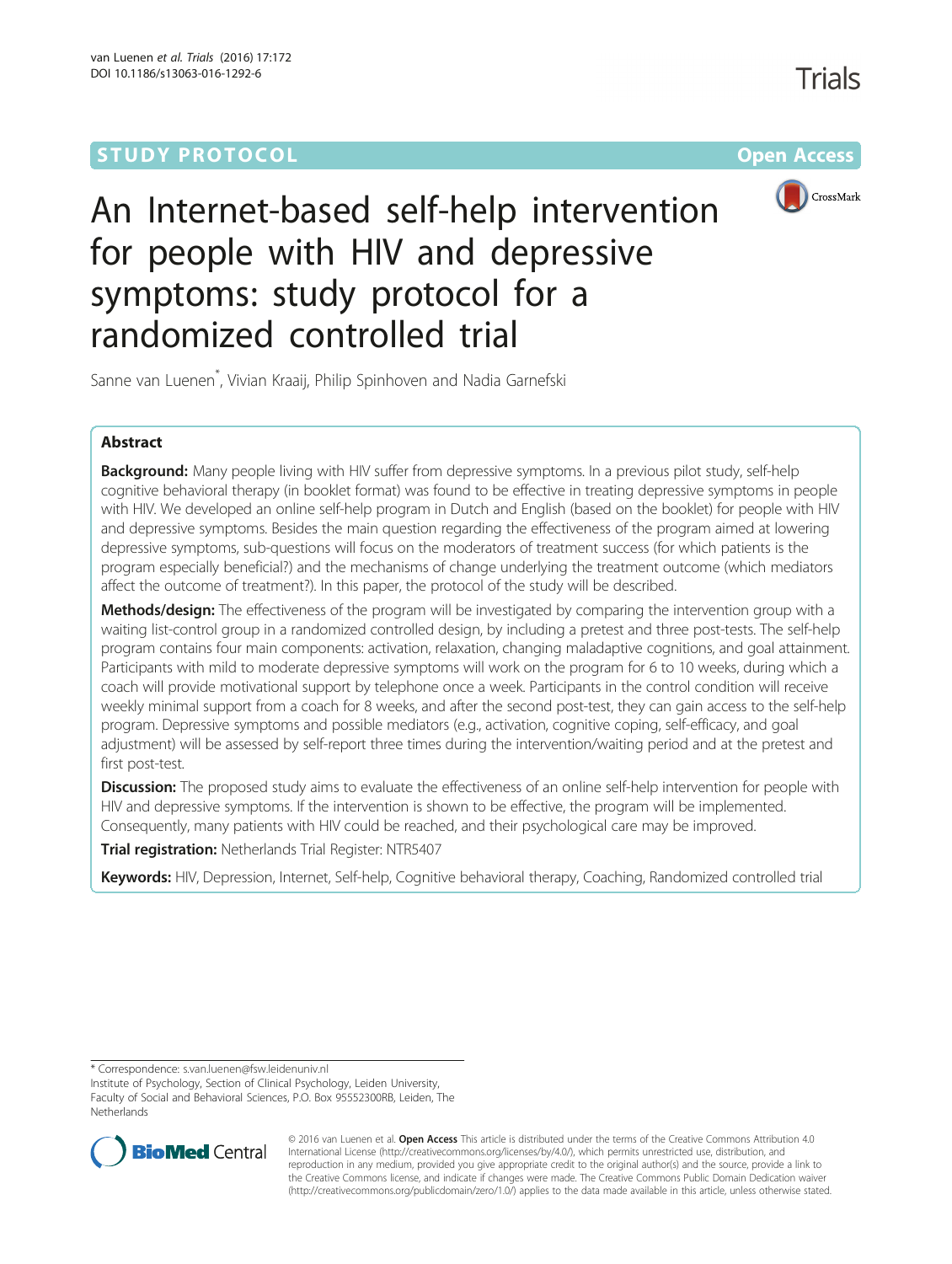STUDY PROTOCOL

Open Access

# An Internet-based self-help intervention for people with HIV and depressive symptoms: study protocol for a randomized controlled trial

Sanne van Luenen*, Vivian Kraaij, Philip Spinhoven and Nadia Garnefski

## Abstract

**Background:** Many people living with HIV suffer from depressive symptoms. In a previous pilot study, self-help cognitive behavioral therapy (in booklet format) was found to be effective in treating depressive symptoms in people with HIV. We developed an online self-help program in Dutch and English (based on the booklet) for people with HIV and depressive symptoms. Besides the main question regarding the effectiveness of the program aimed at lowering depressive symptoms, sub-questions will focus on the moderators of treatment success (for which patients is the program especially beneficial?) and the mechanisms of change underlying the treatment outcome (which mediators affect the outcome of treatment?). In this paper, the protocol of the study will be described.

**Methods/design:** The effectiveness of the program will be investigated by comparing the intervention group with a waiting list-control group in a randomized controlled design, by including a pretest and three post-tests. The self-help program contains four main components: activation, relaxation, changing maladaptive cognitions, and goal attainment. Participants with mild to moderate depressive symptoms will work on the program for 6 to 10 weeks, during which a coach will provide motivational support by telephone once a week. Participants in the control condition will receive weekly minimal support from a coach for 8 weeks, and after the second post-test, they can gain access to the self-help program. Depressive symptoms and possible mediators (e.g., activation, cognitive coping, self-efficacy, and goal adjustment) will be assessed by self-report three times during the intervention/waiting period and at the pretest and first post-test.

**Discussion:** The proposed study aims to evaluate the effectiveness of an online self-help intervention for people with HIV and depressive symptoms. If the intervention is shown to be effective, the program will be implemented. Consequently, many patients with HIV could be reached, and their psychological care may be improved.

**Trial registration:** Netherlands Trial Register: NTR5407

**Keywords:** HIV, Depression, Internet, Self-help, Cognitive behavioral therapy, Coaching, Randomized controlled trial

---

* Correspondence: s.van.luenen@fsw.leidenuniv.nl

Institute of Psychology, Section of Clinical Psychology, Leiden University, Faculty of Social and Behavioral Sciences, P.O. Box 95552300RB, Leiden, The Netherlands

© 2016 van Luenen et al. **Open Access** This article is distributed under the terms of the Creative Commons Attribution 4.0 International License (http://creativecommons.org/licenses/by/4.0/), which permits unrestricted use, distribution, and reproduction in any medium, provided you give appropriate credit to the original author(s) and the source, provide a link to the Creative Commons license, and indicate if changes were made. The Creative Commons Public Domain Dedication waiver (http://creativecommons.org/publicdomain/zero/1.0/) applies to the data made available in this article, unless otherwise stated.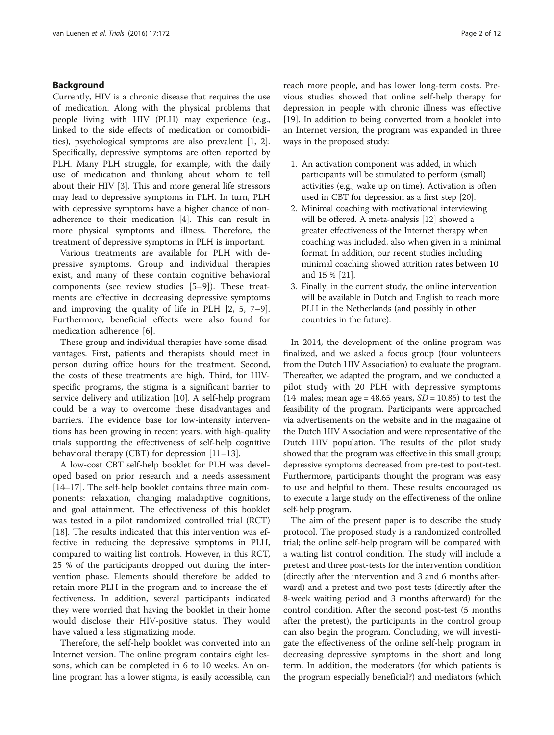## Background

Currently, HIV is a chronic disease that requires the use of medication. Along with the physical problems that people living with HIV (PLH) may experience (e.g., linked to the side effects of medication or comorbidities), psychological symptoms are also prevalent [1, 2]. Specifically, depressive symptoms are often reported by PLH. Many PLH struggle, for example, with the daily use of medication and thinking about whom to tell about their HIV [3]. This and more general life stressors may lead to depressive symptoms in PLH. In turn, PLH with depressive symptoms have a higher chance of non-adherence to their medication [4]. This can result in more physical symptoms and illness. Therefore, the treatment of depressive symptoms in PLH is important.

Various treatments are available for PLH with depressive symptoms. Group and individual therapies exist, and many of these contain cognitive behavioral components (see review studies [5–9]). These treatments are effective in decreasing depressive symptoms and improving the quality of life in PLH [2, 5, 7–9]. Furthermore, beneficial effects were also found for medication adherence [6].

These group and individual therapies have some disadvantages. First, patients and therapists should meet in person during office hours for the treatment. Second, the costs of these treatments are high. Third, for HIV-specific programs, the stigma is a significant barrier to service delivery and utilization [10]. A self-help program could be a way to overcome these disadvantages and barriers. The evidence base for low-intensity interventions has been growing in recent years, with high-quality trials supporting the effectiveness of self-help cognitive behavioral therapy (CBT) for depression [11–13].

A low-cost CBT self-help booklet for PLH was developed based on prior research and a needs assessment [14–17]. The self-help booklet contains three main components: relaxation, changing maladaptive cognitions, and goal attainment. The effectiveness of this booklet was tested in a pilot randomized controlled trial (RCT) [18]. The results indicated that this intervention was effective in reducing the depressive symptoms in PLH, compared to waiting list controls. However, in this RCT, 25 % of the participants dropped out during the intervention phase. Elements should therefore be added to retain more PLH in the program and to increase the effectiveness. In addition, several participants indicated they were worried that having the booklet in their home would disclose their HIV-positive status. They would have valued a less stigmatizing mode.

Therefore, the self-help booklet was converted into an Internet version. The online program contains eight lessons, which can be completed in 6 to 10 weeks. An online program has a lower stigma, is easily accessible, can reach more people, and has lower long-term costs. Previous studies showed that online self-help therapy for depression in people with chronic illness was effective [19]. In addition to being converted from a booklet into an Internet version, the program was expanded in three ways in the proposed study:

1. An activation component was added, in which participants will be stimulated to perform (small) activities (e.g., wake up on time). Activation is often used in CBT for depression as a first step [20].
2. Minimal coaching with motivational interviewing will be offered. A meta-analysis [12] showed a greater effectiveness of the Internet therapy when coaching was included, also when given in a minimal format. In addition, our recent studies including minimal coaching showed attrition rates between 10 and 15 % [21].
3. Finally, in the current study, the online intervention will be available in Dutch and English to reach more PLH in the Netherlands (and possibly in other countries in the future).

In 2014, the development of the online program was finalized, and we asked a focus group (four volunteers from the Dutch HIV Association) to evaluate the program. Thereafter, we adapted the program, and we conducted a pilot study with 20 PLH with depressive symptoms (14 males; mean age = 48.65 years, $SD = 10.86$) to test the feasibility of the program. Participants were approached via advertisements on the website and in the magazine of the Dutch HIV Association and were representative of the Dutch HIV population. The results of the pilot study showed that the program was effective in this small group; depressive symptoms decreased from pre-test to post-test. Furthermore, participants thought the program was easy to use and helpful to them. These results encouraged us to execute a large study on the effectiveness of the online self-help program.

The aim of the present paper is to describe the study protocol. The proposed study is a randomized controlled trial; the online self-help program will be compared with a waiting list control condition. The study will include a pretest and three post-tests for the intervention condition (directly after the intervention and 3 and 6 months afterward) and a pretest and two post-tests (directly after the 8-week waiting period and 3 months afterward) for the control condition. After the second post-test (5 months after the pretest), the participants in the control group can also begin the program. Concluding, we will investigate the effectiveness of the online self-help program in decreasing depressive symptoms in the short and long term. In addition, the moderators (for which patients is the program especially beneficial?) and mediators (which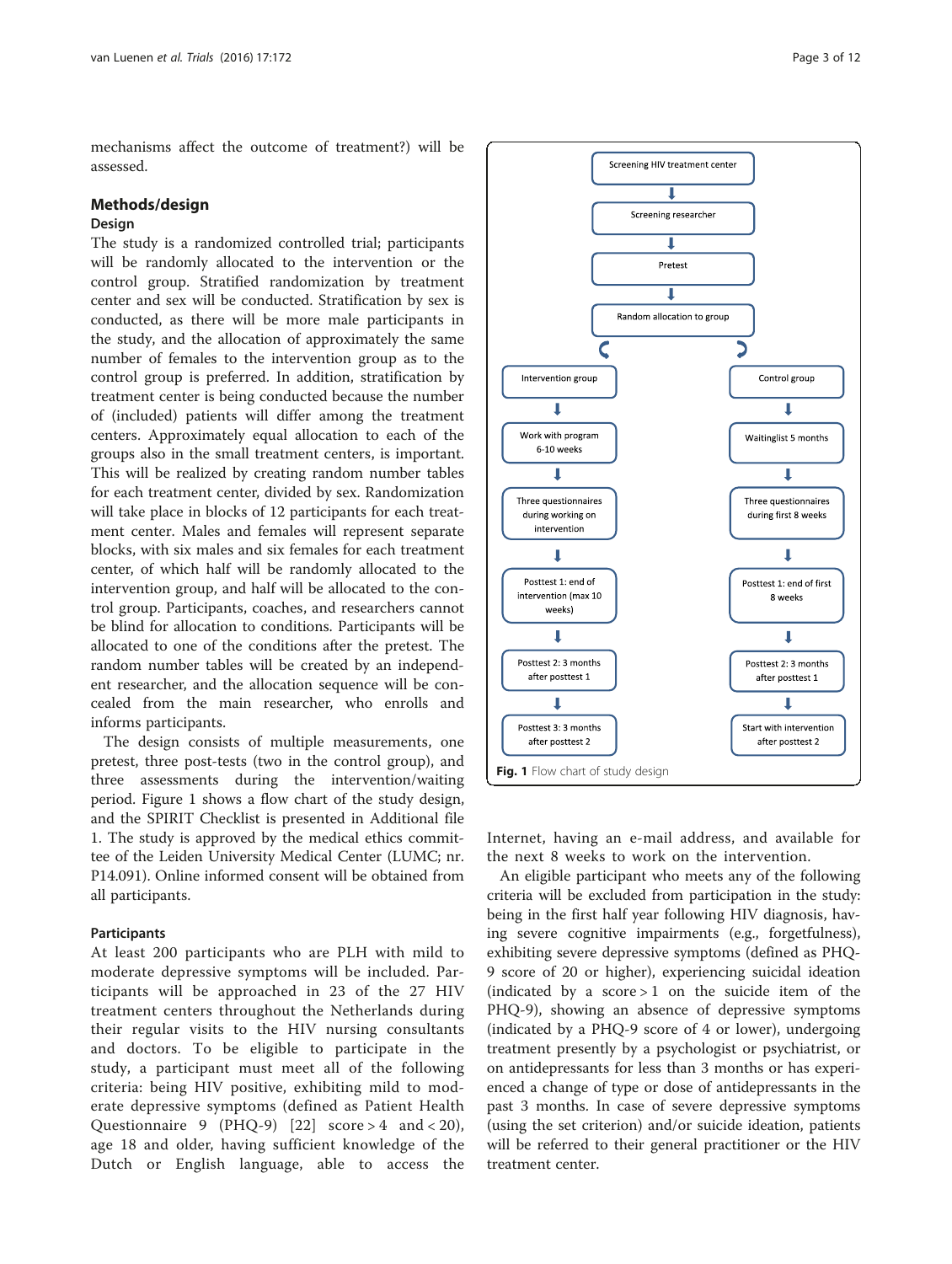mechanisms affect the outcome of treatment?) will be assessed.

## Methods/design

### Design

The study is a randomized controlled trial; participants will be randomly allocated to the intervention or the control group. Stratified randomization by treatment center and sex will be conducted. Stratification by sex is conducted, as there will be more male participants in the study, and the allocation of approximately the same number of females to the intervention group as to the control group is preferred. In addition, stratification by treatment center is being conducted because the number of (included) patients will differ among the treatment centers. Approximately equal allocation to each of the groups also in the small treatment centers, is important. This will be realized by creating random number tables for each treatment center, divided by sex. Randomization will take place in blocks of 12 participants for each treatment center. Males and females will represent separate blocks, with six males and six females for each treatment center, of which half will be randomly allocated to the intervention group, and half will be allocated to the control group. Participants, coaches, and researchers cannot be blind for allocation to conditions. Participants will be allocated to one of the conditions after the pretest. The random number tables will be created by an independent researcher, and the allocation sequence will be concealed from the main researcher, who enrolls and informs participants.

The design consists of multiple measurements, one pretest, three post-tests (two in the control group), and three assessments during the intervention/waiting period. Figure 1 shows a flow chart of the study design, and the SPIRIT Checklist is presented in Additional file 1. The study is approved by the medical ethics committee of the Leiden University Medical Center (LUMC; nr. P14.091). Online informed consent will be obtained from all participants.

**Fig. 1** Flow chart of study design

### Participants

At least 200 participants who are PLH with mild to moderate depressive symptoms will be included. Participants will be approached in 23 of the 27 HIV treatment centers throughout the Netherlands during their regular visits to the HIV nursing consultants and doctors. To be eligible to participate in the study, a participant must meet all of the following criteria: being HIV positive, exhibiting mild to moderate depressive symptoms (defined as Patient Health Questionnaire 9 (PHQ-9) [22] score > 4 and < 20), age 18 and older, having sufficient knowledge of the Dutch or English language, able to access the Internet, having an e-mail address, and available for the next 8 weeks to work on the intervention.

An eligible participant who meets any of the following criteria will be excluded from participation in the study: being in the first half year following HIV diagnosis, having severe cognitive impairments (e.g., forgetfulness), exhibiting severe depressive symptoms (defined as PHQ-9 score of 20 or higher), experiencing suicidal ideation (indicated by a score > 1 on the suicide item of the PHQ-9), showing an absence of depressive symptoms (indicated by a PHQ-9 score of 4 or lower), undergoing treatment presently by a psychologist or psychiatrist, or on antidepressants for less than 3 months or has experienced a change of type or dose of antidepressants in the past 3 months. In case of severe depressive symptoms (using the set criterion) and/or suicide ideation, patients will be referred to their general practitioner or the HIV treatment center.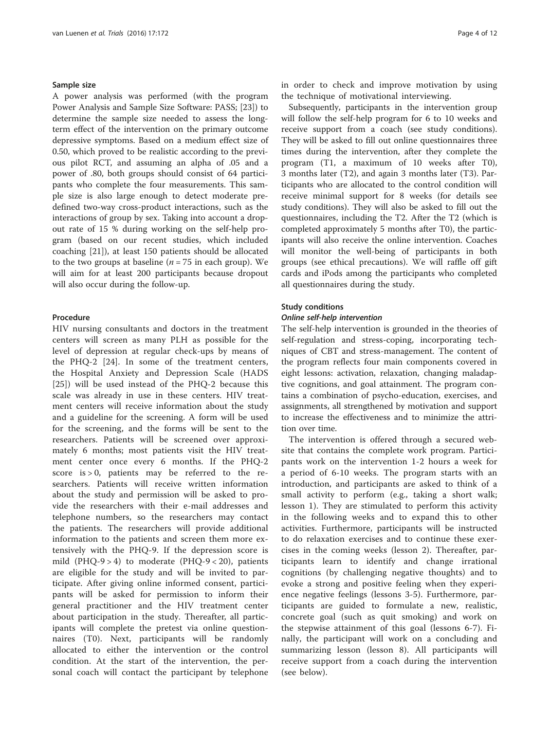### Sample size

A power analysis was performed (with the program Power Analysis and Sample Size Software: PASS; [23]) to determine the sample size needed to assess the long-term effect of the intervention on the primary outcome depressive symptoms. Based on a medium effect size of 0.50, which proved to be realistic according to the previous pilot RCT, and assuming an alpha of .05 and a power of .80, both groups should consist of 64 participants who complete the four measurements. This sample size is also large enough to detect moderate predefined two-way cross-product interactions, such as the interactions of group by sex. Taking into account a dropout rate of 15 % during working on the self-help program (based on our recent studies, which included coaching [21]), at least 150 patients should be allocated to the two groups at baseline ($n = 75$ in each group). We will aim for at least 200 participants because dropout will also occur during the follow-up.

### Procedure

HIV nursing consultants and doctors in the treatment centers will screen as many PLH as possible for the level of depression at regular check-ups by means of the PHQ-2 [24]. In some of the treatment centers, the Hospital Anxiety and Depression Scale (HADS [25]) will be used instead of the PHQ-2 because this scale was already in use in these centers. HIV treatment centers will receive information about the study and a guideline for the screening. A form will be used for the screening, and the forms will be sent to the researchers. Patients will be screened over approximately 6 months; most patients visit the HIV treatment center once every 6 months. If the PHQ-2 score is $> 0$, patients may be referred to the researchers. Patients will receive written information about the study and permission will be asked to provide the researchers with their e-mail addresses and telephone numbers, so the researchers may contact the patients. The researchers will provide additional information to the patients and screen them more extensively with the PHQ-9. If the depression score is mild (PHQ-9 $> 4$) to moderate (PHQ-9 $< 20$), patients are eligible for the study and will be invited to participate. After giving online informed consent, participants will be asked for permission to inform their general practitioner and the HIV treatment center about participation in the study. Thereafter, all participants will complete the pretest via online questionnaires (T0). Next, participants will be randomly allocated to either the intervention or the control condition. At the start of the intervention, the personal coach will contact the participant by telephone in order to check and improve motivation by using the technique of motivational interviewing.

Subsequently, participants in the intervention group will follow the self-help program for 6 to 10 weeks and receive support from a coach (see study conditions). They will be asked to fill out online questionnaires three times during the intervention, after they complete the program (T1, a maximum of 10 weeks after T0), 3 months later (T2), and again 3 months later (T3). Participants who are allocated to the control condition will receive minimal support for 8 weeks (for details see study conditions). They will also be asked to fill out the questionnaires, including the T2. After the T2 (which is completed approximately 5 months after T0), the participants will also receive the online intervention. Coaches will monitor the well-being of participants in both groups (see ethical precautions). We will raffle off gift cards and iPods among the participants who completed all questionnaires during the study.

### Study conditions

#### *Online self-help intervention*

The self-help intervention is grounded in the theories of self-regulation and stress-coping, incorporating techniques of CBT and stress-management. The content of the program reflects four main components covered in eight lessons: activation, relaxation, changing maladaptive cognitions, and goal attainment. The program contains a combination of psycho-education, exercises, and assignments, all strengthened by motivation and support to increase the effectiveness and to minimize the attrition over time.

The intervention is offered through a secured website that contains the complete work program. Participants work on the intervention 1-2 hours a week for a period of 6-10 weeks. The program starts with an introduction, and participants are asked to think of a small activity to perform (e.g., taking a short walk; lesson 1). They are stimulated to perform this activity in the following weeks and to expand this to other activities. Furthermore, participants will be instructed to do relaxation exercises and to continue these exercises in the coming weeks (lesson 2). Thereafter, participants learn to identify and change irrational cognitions (by challenging negative thoughts) and to evoke a strong and positive feeling when they experience negative feelings (lessons 3-5). Furthermore, participants are guided to formulate a new, realistic, concrete goal (such as quit smoking) and work on the stepwise attainment of this goal (lessons 6-7). Finally, the participant will work on a concluding and summarizing lesson (lesson 8). All participants will receive support from a coach during the intervention (see below).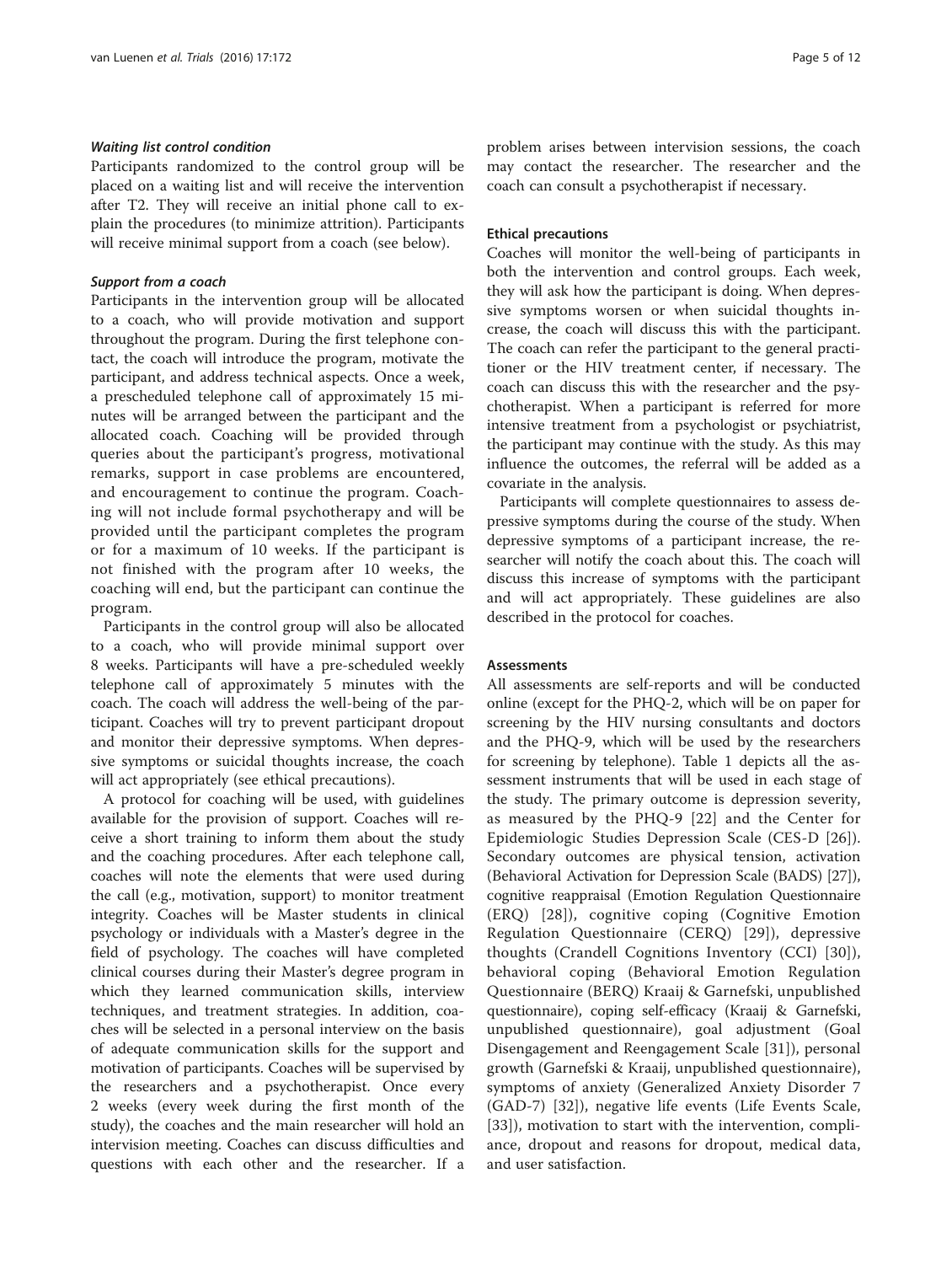#### *Waiting list control condition*

Participants randomized to the control group will be placed on a waiting list and will receive the intervention after T2. They will receive an initial phone call to explain the procedures (to minimize attrition). Participants will receive minimal support from a coach (see below).

#### *Support from a coach*

Participants in the intervention group will be allocated to a coach, who will provide motivation and support throughout the program. During the first telephone contact, the coach will introduce the program, motivate the participant, and address technical aspects. Once a week, a prescheduled telephone call of approximately 15 minutes will be arranged between the participant and the allocated coach. Coaching will be provided through queries about the participant's progress, motivational remarks, support in case problems are encountered, and encouragement to continue the program. Coaching will not include formal psychotherapy and will be provided until the participant completes the program or for a maximum of 10 weeks. If the participant is not finished with the program after 10 weeks, the coaching will end, but the participant can continue the program.

Participants in the control group will also be allocated to a coach, who will provide minimal support over 8 weeks. Participants will have a pre-scheduled weekly telephone call of approximately 5 minutes with the coach. The coach will address the well-being of the participant. Coaches will try to prevent participant dropout and monitor their depressive symptoms. When depressive symptoms or suicidal thoughts increase, the coach will act appropriately (see ethical precautions).

A protocol for coaching will be used, with guidelines available for the provision of support. Coaches will receive a short training to inform them about the study and the coaching procedures. After each telephone call, coaches will note the elements that were used during the call (e.g., motivation, support) to monitor treatment integrity. Coaches will be Master students in clinical psychology or individuals with a Master's degree in the field of psychology. The coaches will have completed clinical courses during their Master's degree program in which they learned communication skills, interview techniques, and treatment strategies. In addition, coaches will be selected in a personal interview on the basis of adequate communication skills for the support and motivation of participants. Coaches will be supervised by the researchers and a psychotherapist. Once every 2 weeks (every week during the first month of the study), the coaches and the main researcher will hold an intervision meeting. Coaches can discuss difficulties and questions with each other and the researcher. If a problem arises between intervision sessions, the coach may contact the researcher. The researcher and the coach can consult a psychotherapist if necessary.

#### Ethical precautions

Coaches will monitor the well-being of participants in both the intervention and control groups. Each week, they will ask how the participant is doing. When depressive symptoms worsen or when suicidal thoughts increase, the coach will discuss this with the participant. The coach can refer the participant to the general practitioner or the HIV treatment center, if necessary. The coach can discuss this with the researcher and the psychotherapist. When a participant is referred for more intensive treatment from a psychologist or psychiatrist, the participant may continue with the study. As this may influence the outcomes, the referral will be added as a covariate in the analysis.

Participants will complete questionnaires to assess depressive symptoms during the course of the study. When depressive symptoms of a participant increase, the researcher will notify the coach about this. The coach will discuss this increase of symptoms with the participant and will act appropriately. These guidelines are also described in the protocol for coaches.

### Assessments

All assessments are self-reports and will be conducted online (except for the PHQ-2, which will be on paper for screening by the HIV nursing consultants and doctors and the PHQ-9, which will be used by the researchers for screening by telephone). Table 1 depicts all the assessment instruments that will be used in each stage of the study. The primary outcome is depression severity, as measured by the PHQ-9 [22] and the Center for Epidemiologic Studies Depression Scale (CES-D [26]). Secondary outcomes are physical tension, activation (Behavioral Activation for Depression Scale (BADS) [27]), cognitive reappraisal (Emotion Regulation Questionnaire (ERQ) [28]), cognitive coping (Cognitive Emotion Regulation Questionnaire (CERQ) [29]), depressive thoughts (Crandell Cognitions Inventory (CCI) [30]), behavioral coping (Behavioral Emotion Regulation Questionnaire (BERQ) Kraaij & Garnefski, unpublished questionnaire), coping self-efficacy (Kraaij & Garnefski, unpublished questionnaire), goal adjustment (Goal Disengagement and Reengagement Scale [31]), personal growth (Garnefski & Kraaij, unpublished questionnaire), symptoms of anxiety (Generalized Anxiety Disorder 7 (GAD-7) [32]), negative life events (Life Events Scale, [33]), motivation to start with the intervention, compliance, dropout and reasons for dropout, medical data, and user satisfaction.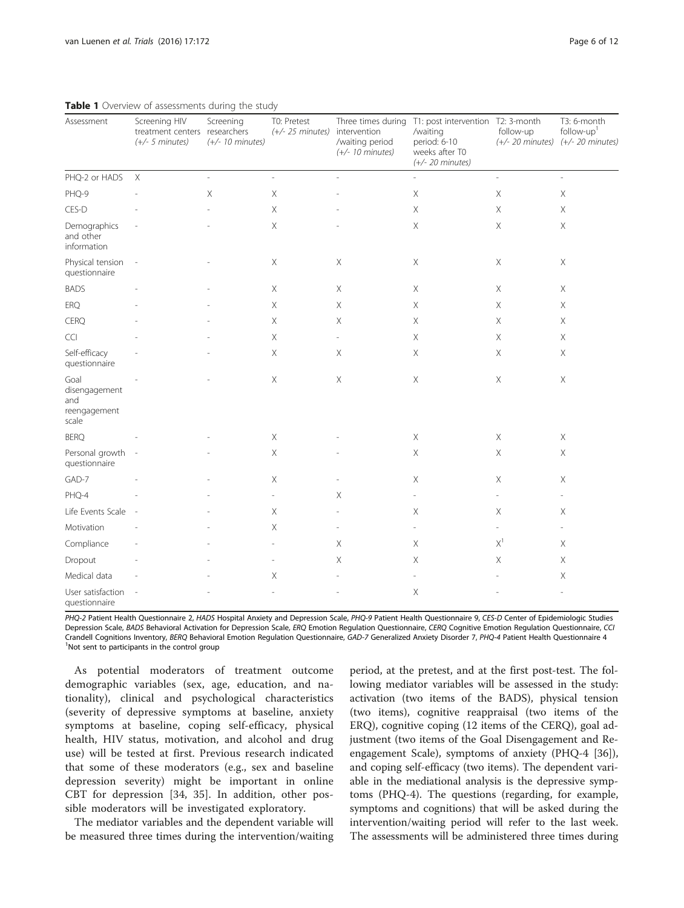**Table 1** Overview of assessments during the study

| Assessment | Screening HIV treatment centers (+/- 5 minutes) | Screening researchers (+/- 10 minutes) | T0: Pretest (+/- 25 minutes) | Three times during intervention /waiting period (+/- 10 minutes) | T1: post intervention /waiting period: 6-10 weeks after T0 (+/- 20 minutes) | T2: 3-month follow-up (+/- 20 minutes) | T3: 6-month follow-up[1] (+/- 20 minutes) |
|---|---|---|---|---|---|---|---|
| PHQ-2 or HADS | X | - | - | - | - | - | - |
| PHQ-9 | - | X | X | - | X | X | X |
| CES-D | - | - | X | - | X | X | X |
| Demographics and other information | - | - | X | - | X | X | X |
| Physical tension questionnaire | - | - | X | X | X | X | X |
| BADS | - | - | X | X | X | X | X |
| ERQ | - | - | X | X | X | X | X |
| CERQ | - | - | X | X | X | X | X |
| CCI | - | - | X | - | X | X | X |
| Self-efficacy questionnaire | - | - | X | X | X | X | X |
| Goal disengagement and reengagement scale | - | - | X | X | X | X | X |
| BERQ | - | - | X | - | X | X | X |
| Personal growth questionnaire | - | - | X | - | X | X | X |
| GAD-7 | - | - | X | - | X | X | X |
| PHQ-4 | - | - | - | X | - | - | - |
| Life Events Scale | - | - | X | - | X | X | X |
| Motivation | - | - | X | - | - | - | - |
| Compliance | - | - | - | X | X | X[1] | X |
| Dropout | - | - | - | X | X | X | X |
| Medical data | - | - | X | - | - | - | X |
| User satisfaction questionnaire | - | - | - | - | X | - | - |

*PHQ-2* Patient Health Questionnaire 2, *HADS* Hospital Anxiety and Depression Scale, *PHQ-9* Patient Health Questionnaire 9, *CES-D* Center of Epidemiologic Studies Depression Scale, *BADS* Behavioral Activation for Depression Scale, *ERQ* Emotion Regulation Questionnaire, *CERQ* Cognitive Emotion Regulation Questionnaire, *CCI* Crandell Cognitions Inventory, *BERQ* Behavioral Emotion Regulation Questionnaire, *GAD-7* Generalized Anxiety Disorder 7, *PHQ-4* Patient Health Questionnaire 4
[1]Not sent to participants in the control group

As potential moderators of treatment outcome demographic variables (sex, age, education, and nationality), clinical and psychological characteristics (severity of depressive symptoms at baseline, anxiety symptoms at baseline, coping self-efficacy, physical health, HIV status, motivation, and alcohol and drug use) will be tested at first. Previous research indicated that some of these moderators (e.g., sex and baseline depression severity) might be important in online CBT for depression [34, 35]. In addition, other possible moderators will be investigated exploratory.

The mediator variables and the dependent variable will be measured three times during the intervention/waiting period, at the pretest, and at the first post-test. The following mediator variables will be assessed in the study: activation (two items of the BADS), physical tension (two items), cognitive reappraisal (two items of the ERQ), cognitive coping (12 items of the CERQ), goal adjustment (two items of the Goal Disengagement and Reengagement Scale), symptoms of anxiety (PHQ-4 [36]), and coping self-efficacy (two items). The dependent variable in the mediational analysis is the depressive symptoms (PHQ-4). The questions (regarding, for example, symptoms and cognitions) that will be asked during the intervention/waiting period will refer to the last week. The assessments will be administered three times during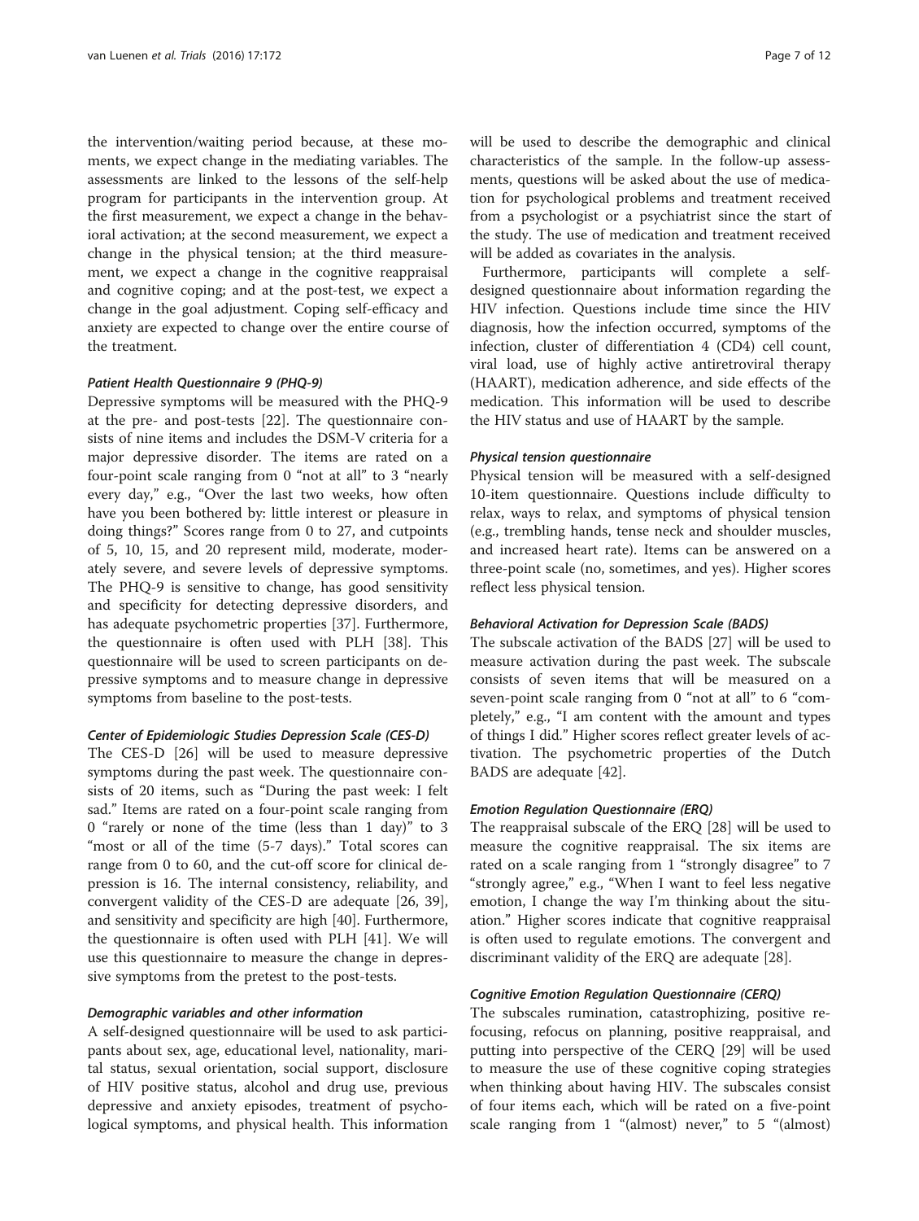the intervention/waiting period because, at these moments, we expect change in the mediating variables. The assessments are linked to the lessons of the self-help program for participants in the intervention group. At the first measurement, we expect a change in the behavioral activation; at the second measurement, we expect a change in the physical tension; at the third measurement, we expect a change in the cognitive reappraisal and cognitive coping; and at the post-test, we expect a change in the goal adjustment. Coping self-efficacy and anxiety are expected to change over the entire course of the treatment.

#### *Patient Health Questionnaire 9 (PHQ-9)*

Depressive symptoms will be measured with the PHQ-9 at the pre- and post-tests [22]. The questionnaire consists of nine items and includes the DSM-V criteria for a major depressive disorder. The items are rated on a four-point scale ranging from 0 "not at all" to 3 "nearly every day," e.g., "Over the last two weeks, how often have you been bothered by: little interest or pleasure in doing things?" Scores range from 0 to 27, and cutpoints of 5, 10, 15, and 20 represent mild, moderate, moderately severe, and severe levels of depressive symptoms. The PHQ-9 is sensitive to change, has good sensitivity and specificity for detecting depressive disorders, and has adequate psychometric properties [37]. Furthermore, the questionnaire is often used with PLH [38]. This questionnaire will be used to screen participants on depressive symptoms and to measure change in depressive symptoms from baseline to the post-tests.

#### *Center of Epidemiologic Studies Depression Scale (CES-D)*

The CES-D [26] will be used to measure depressive symptoms during the past week. The questionnaire consists of 20 items, such as "During the past week: I felt sad." Items are rated on a four-point scale ranging from 0 "rarely or none of the time (less than 1 day)" to 3 "most or all of the time (5-7 days)." Total scores can range from 0 to 60, and the cut-off score for clinical depression is 16. The internal consistency, reliability, and convergent validity of the CES-D are adequate [26, 39], and sensitivity and specificity are high [40]. Furthermore, the questionnaire is often used with PLH [41]. We will use this questionnaire to measure the change in depressive symptoms from the pretest to the post-tests.

#### *Demographic variables and other information*

A self-designed questionnaire will be used to ask participants about sex, age, educational level, nationality, marital status, sexual orientation, social support, disclosure of HIV positive status, alcohol and drug use, previous depressive and anxiety episodes, treatment of psychological symptoms, and physical health. This information will be used to describe the demographic and clinical characteristics of the sample. In the follow-up assessments, questions will be asked about the use of medication for psychological problems and treatment received from a psychologist or a psychiatrist since the start of the study. The use of medication and treatment received will be added as covariates in the analysis.

Furthermore, participants will complete a self-designed questionnaire about information regarding the HIV infection. Questions include time since the HIV diagnosis, how the infection occurred, symptoms of the infection, cluster of differentiation 4 (CD4) cell count, viral load, use of highly active antiretroviral therapy (HAART), medication adherence, and side effects of the medication. This information will be used to describe the HIV status and use of HAART by the sample.

#### *Physical tension questionnaire*

Physical tension will be measured with a self-designed 10-item questionnaire. Questions include difficulty to relax, ways to relax, and symptoms of physical tension (e.g., trembling hands, tense neck and shoulder muscles, and increased heart rate). Items can be answered on a three-point scale (no, sometimes, and yes). Higher scores reflect less physical tension.

#### *Behavioral Activation for Depression Scale (BADS)*

The subscale activation of the BADS [27] will be used to measure activation during the past week. The subscale consists of seven items that will be measured on a seven-point scale ranging from 0 "not at all" to 6 "completely," e.g., "I am content with the amount and types of things I did." Higher scores reflect greater levels of activation. The psychometric properties of the Dutch BADS are adequate [42].

#### *Emotion Regulation Questionnaire (ERQ)*

The reappraisal subscale of the ERQ [28] will be used to measure the cognitive reappraisal. The six items are rated on a scale ranging from 1 "strongly disagree" to 7 "strongly agree," e.g., "When I want to feel less negative emotion, I change the way I'm thinking about the situation." Higher scores indicate that cognitive reappraisal is often used to regulate emotions. The convergent and discriminant validity of the ERQ are adequate [28].

#### *Cognitive Emotion Regulation Questionnaire (CERQ)*

The subscales rumination, catastrophizing, positive refocusing, refocus on planning, positive reappraisal, and putting into perspective of the CERQ [29] will be used to measure the use of these cognitive coping strategies when thinking about having HIV. The subscales consist of four items each, which will be rated on a five-point scale ranging from 1 "(almost) never," to 5 "(almost)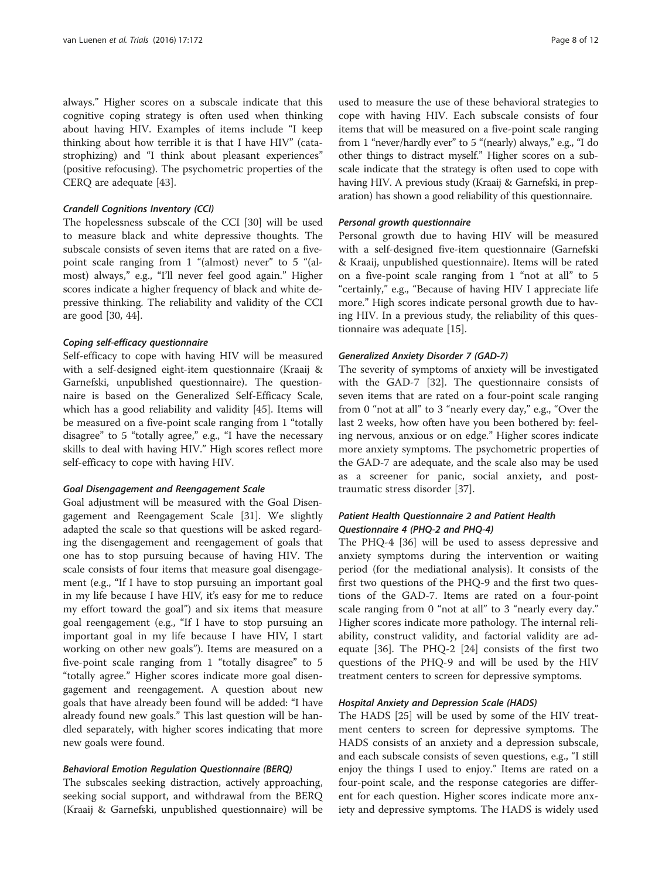always." Higher scores on a subscale indicate that this cognitive coping strategy is often used when thinking about having HIV. Examples of items include "I keep thinking about how terrible it is that I have HIV" (catastrophizing) and "I think about pleasant experiences" (positive refocusing). The psychometric properties of the CERQ are adequate [43].

#### *Crandell Cognitions Inventory (CCI)*

The hopelessness subscale of the CCI [30] will be used to measure black and white depressive thoughts. The subscale consists of seven items that are rated on a five-point scale ranging from 1 "(almost) never" to 5 "(almost) always," e.g., "I'll never feel good again." Higher scores indicate a higher frequency of black and white depressive thinking. The reliability and validity of the CCI are good [30, 44].

#### *Coping self-efficacy questionnaire*

Self-efficacy to cope with having HIV will be measured with a self-designed eight-item questionnaire (Kraaij & Garnefski, unpublished questionnaire). The questionnaire is based on the Generalized Self-Efficacy Scale, which has a good reliability and validity [45]. Items will be measured on a five-point scale ranging from 1 "totally disagree" to 5 "totally agree," e.g., "I have the necessary skills to deal with having HIV." High scores reflect more self-efficacy to cope with having HIV.

#### *Goal Disengagement and Reengagement Scale*

Goal adjustment will be measured with the Goal Disengagement and Reengagement Scale [31]. We slightly adapted the scale so that questions will be asked regarding the disengagement and reengagement of goals that one has to stop pursuing because of having HIV. The scale consists of four items that measure goal disengagement (e.g., "If I have to stop pursuing an important goal in my life because I have HIV, it's easy for me to reduce my effort toward the goal") and six items that measure goal reengagement (e.g., "If I have to stop pursuing an important goal in my life because I have HIV, I start working on other new goals"). Items are measured on a five-point scale ranging from 1 "totally disagree" to 5 "totally agree." Higher scores indicate more goal disengagement and reengagement. A question about new goals that have already been found will be added: "I have already found new goals." This last question will be handled separately, with higher scores indicating that more new goals were found.

#### *Behavioral Emotion Regulation Questionnaire (BERQ)*

The subscales seeking distraction, actively approaching, seeking social support, and withdrawal from the BERQ (Kraaij & Garnefski, unpublished questionnaire) will be used to measure the use of these behavioral strategies to cope with having HIV. Each subscale consists of four items that will be measured on a five-point scale ranging from 1 "never/hardly ever" to 5 "(nearly) always," e.g., "I do other things to distract myself." Higher scores on a subscale indicate that the strategy is often used to cope with having HIV. A previous study (Kraaij & Garnefski, in preparation) has shown a good reliability of this questionnaire.

#### *Personal growth questionnaire*

Personal growth due to having HIV will be measured with a self-designed five-item questionnaire (Garnefski & Kraaij, unpublished questionnaire). Items will be rated on a five-point scale ranging from 1 "not at all" to 5 "certainly," e.g., "Because of having HIV I appreciate life more." High scores indicate personal growth due to having HIV. In a previous study, the reliability of this questionnaire was adequate [15].

#### *Generalized Anxiety Disorder 7 (GAD-7)*

The severity of symptoms of anxiety will be investigated with the GAD-7 [32]. The questionnaire consists of seven items that are rated on a four-point scale ranging from 0 "not at all" to 3 "nearly every day," e.g., "Over the last 2 weeks, how often have you been bothered by: feeling nervous, anxious or on edge." Higher scores indicate more anxiety symptoms. The psychometric properties of the GAD-7 are adequate, and the scale also may be used as a screener for panic, social anxiety, and posttraumatic stress disorder [37].

#### *Patient Health Questionnaire 2 and Patient Health Questionnaire 4 (PHQ-2 and PHQ-4)*

The PHQ-4 [36] will be used to assess depressive and anxiety symptoms during the intervention or waiting period (for the mediational analysis). It consists of the first two questions of the PHQ-9 and the first two questions of the GAD-7. Items are rated on a four-point scale ranging from 0 "not at all" to 3 "nearly every day." Higher scores indicate more pathology. The internal reliability, construct validity, and factorial validity are adequate [36]. The PHQ-2 [24] consists of the first two questions of the PHQ-9 and will be used by the HIV treatment centers to screen for depressive symptoms.

#### *Hospital Anxiety and Depression Scale (HADS)*

The HADS [25] will be used by some of the HIV treatment centers to screen for depressive symptoms. The HADS consists of an anxiety and a depression subscale, and each subscale consists of seven questions, e.g., "I still enjoy the things I used to enjoy." Items are rated on a four-point scale, and the response categories are different for each question. Higher scores indicate more anxiety and depressive symptoms. The HADS is widely used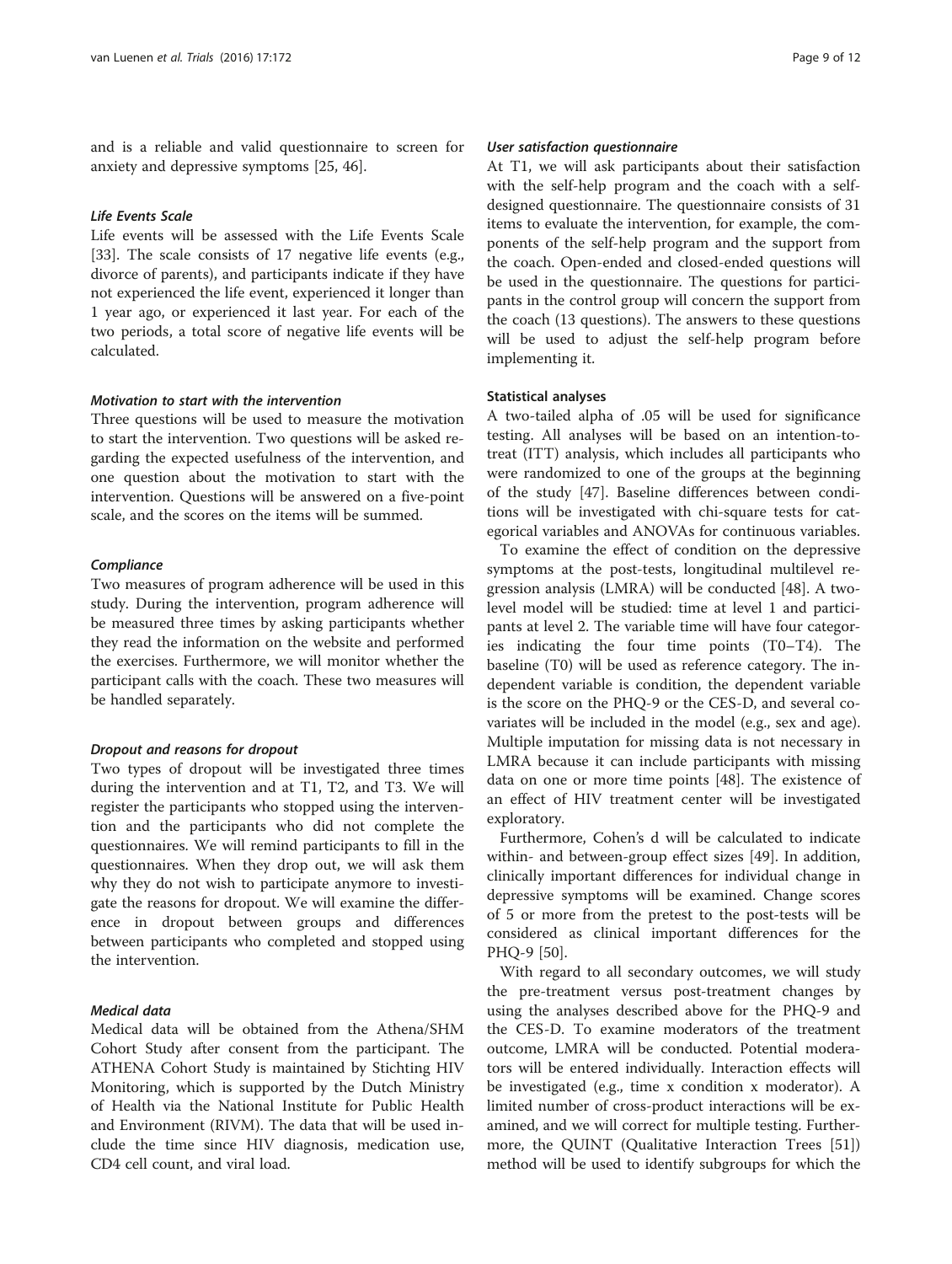and is a reliable and valid questionnaire to screen for anxiety and depressive symptoms [25, 46].

#### *Life Events Scale*

Life events will be assessed with the Life Events Scale [33]. The scale consists of 17 negative life events (e.g., divorce of parents), and participants indicate if they have not experienced the life event, experienced it longer than 1 year ago, or experienced it last year. For each of the two periods, a total score of negative life events will be calculated.

#### *Motivation to start with the intervention*

Three questions will be used to measure the motivation to start the intervention. Two questions will be asked regarding the expected usefulness of the intervention, and one question about the motivation to start with the intervention. Questions will be answered on a five-point scale, and the scores on the items will be summed.

#### *Compliance*

Two measures of program adherence will be used in this study. During the intervention, program adherence will be measured three times by asking participants whether they read the information on the website and performed the exercises. Furthermore, we will monitor whether the participant calls with the coach. These two measures will be handled separately.

#### *Dropout and reasons for dropout*

Two types of dropout will be investigated three times during the intervention and at T1, T2, and T3. We will register the participants who stopped using the intervention and the participants who did not complete the questionnaires. We will remind participants to fill in the questionnaires. When they drop out, we will ask them why they do not wish to participate anymore to investigate the reasons for dropout. We will examine the difference in dropout between groups and differences between participants who completed and stopped using the intervention.

#### *Medical data*

Medical data will be obtained from the Athena/SHM Cohort Study after consent from the participant. The ATHENA Cohort Study is maintained by Stichting HIV Monitoring, which is supported by the Dutch Ministry of Health via the National Institute for Public Health and Environment (RIVM). The data that will be used include the time since HIV diagnosis, medication use, CD4 cell count, and viral load.

#### *User satisfaction questionnaire*

At T1, we will ask participants about their satisfaction with the self-help program and the coach with a self-designed questionnaire. The questionnaire consists of 31 items to evaluate the intervention, for example, the components of the self-help program and the support from the coach. Open-ended and closed-ended questions will be used in the questionnaire. The questions for participants in the control group will concern the support from the coach (13 questions). The answers to these questions will be used to adjust the self-help program before implementing it.

### Statistical analyses

A two-tailed alpha of .05 will be used for significance testing. All analyses will be based on an intention-to-treat (ITT) analysis, which includes all participants who were randomized to one of the groups at the beginning of the study [47]. Baseline differences between conditions will be investigated with chi-square tests for categorical variables and ANOVAs for continuous variables.

To examine the effect of condition on the depressive symptoms at the post-tests, longitudinal multilevel regression analysis (LMRA) will be conducted [48]. A two-level model will be studied: time at level 1 and participants at level 2. The variable time will have four categories indicating the four time points (T0–T4). The baseline (T0) will be used as reference category. The independent variable is condition, the dependent variable is the score on the PHQ-9 or the CES-D, and several covariates will be included in the model (e.g., sex and age). Multiple imputation for missing data is not necessary in LMRA because it can include participants with missing data on one or more time points [48]. The existence of an effect of HIV treatment center will be investigated exploratory.

Furthermore, Cohen's d will be calculated to indicate within- and between-group effect sizes [49]. In addition, clinically important differences for individual change in depressive symptoms will be examined. Change scores of 5 or more from the pretest to the post-tests will be considered as clinical important differences for the PHQ-9 [50].

With regard to all secondary outcomes, we will study the pre-treatment versus post-treatment changes by using the analyses described above for the PHQ-9 and the CES-D. To examine moderators of the treatment outcome, LMRA will be conducted. Potential moderators will be entered individually. Interaction effects will be investigated (e.g., time x condition x moderator). A limited number of cross-product interactions will be examined, and we will correct for multiple testing. Furthermore, the QUINT (Qualitative Interaction Trees [51]) method will be used to identify subgroups for which the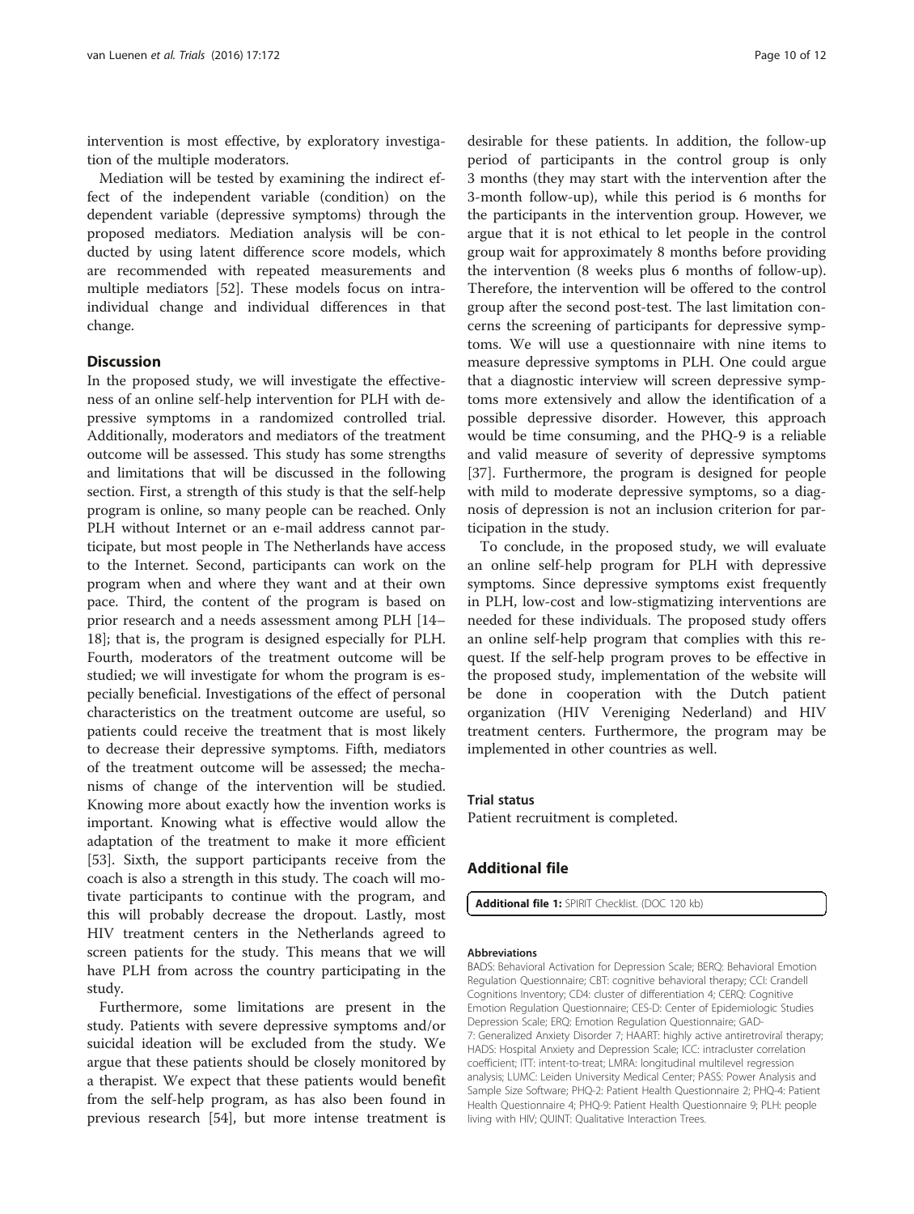intervention is most effective, by exploratory investigation of the multiple moderators.

Mediation will be tested by examining the indirect effect of the independent variable (condition) on the dependent variable (depressive symptoms) through the proposed mediators. Mediation analysis will be conducted by using latent difference score models, which are recommended with repeated measurements and multiple mediators [52]. These models focus on intra-individual change and individual differences in that change.

## Discussion

In the proposed study, we will investigate the effectiveness of an online self-help intervention for PLH with depressive symptoms in a randomized controlled trial. Additionally, moderators and mediators of the treatment outcome will be assessed. This study has some strengths and limitations that will be discussed in the following section. First, a strength of this study is that the self-help program is online, so many people can be reached. Only PLH without Internet or an e-mail address cannot participate, but most people in The Netherlands have access to the Internet. Second, participants can work on the program when and where they want and at their own pace. Third, the content of the program is based on prior research and a needs assessment among PLH [14–18]; that is, the program is designed especially for PLH. Fourth, moderators of the treatment outcome will be studied; we will investigate for whom the program is especially beneficial. Investigations of the effect of personal characteristics on the treatment outcome are useful, so patients could receive the treatment that is most likely to decrease their depressive symptoms. Fifth, mediators of the treatment outcome will be assessed; the mechanisms of change of the intervention will be studied. Knowing more about exactly how the invention works is important. Knowing what is effective would allow the adaptation of the treatment to make it more efficient [53]. Sixth, the support participants receive from the coach is also a strength in this study. The coach will motivate participants to continue with the program, and this will probably decrease the dropout. Lastly, most HIV treatment centers in the Netherlands agreed to screen patients for the study. This means that we will have PLH from across the country participating in the study.

Furthermore, some limitations are present in the study. Patients with severe depressive symptoms and/or suicidal ideation will be excluded from the study. We argue that these patients should be closely monitored by a therapist. We expect that these patients would benefit from the self-help program, as has also been found in previous research [54], but more intense treatment is desirable for these patients. In addition, the follow-up period of participants in the control group is only 3 months (they may start with the intervention after the 3-month follow-up), while this period is 6 months for the participants in the intervention group. However, we argue that it is not ethical to let people in the control group wait for approximately 8 months before providing the intervention (8 weeks plus 6 months of follow-up). Therefore, the intervention will be offered to the control group after the second post-test. The last limitation concerns the screening of participants for depressive symptoms. We will use a questionnaire with nine items to measure depressive symptoms in PLH. One could argue that a diagnostic interview will screen depressive symptoms more extensively and allow the identification of a possible depressive disorder. However, this approach would be time consuming, and the PHQ-9 is a reliable and valid measure of severity of depressive symptoms [37]. Furthermore, the program is designed for people with mild to moderate depressive symptoms, so a diagnosis of depression is not an inclusion criterion for participation in the study.

To conclude, in the proposed study, we will evaluate an online self-help program for PLH with depressive symptoms. Since depressive symptoms exist frequently in PLH, low-cost and low-stigmatizing interventions are needed for these individuals. The proposed study offers an online self-help program that complies with this request. If the self-help program proves to be effective in the proposed study, implementation of the website will be done in cooperation with the Dutch patient organization (HIV Vereniging Nederland) and HIV treatment centers. Furthermore, the program may be implemented in other countries as well.

### Trial status

Patient recruitment is completed.

## Additional file

**Additional file 1:** SPIRIT Checklist. (DOC 120 kb)

#### Abbreviations

BADS: Behavioral Activation for Depression Scale; BERQ: Behavioral Emotion Regulation Questionnaire; CBT: cognitive behavioral therapy; CCI: Crandell Cognitions Inventory; CD4: cluster of differentiation 4; CERQ: Cognitive Emotion Regulation Questionnaire; CES-D: Center of Epidemiologic Studies Depression Scale; ERQ: Emotion Regulation Questionnaire; GAD-7: Generalized Anxiety Disorder 7; HAART: highly active antiretroviral therapy; HADS: Hospital Anxiety and Depression Scale; ICC: intracluster correlation coefficient; ITT: intent-to-treat; LMRA: longitudinal multilevel regression analysis; LUMC: Leiden University Medical Center; PASS: Power Analysis and Sample Size Software; PHQ-2: Patient Health Questionnaire 2; PHQ-4: Patient Health Questionnaire 4; PHQ-9: Patient Health Questionnaire 9; PLH: people living with HIV; QUINT: Qualitative Interaction Trees.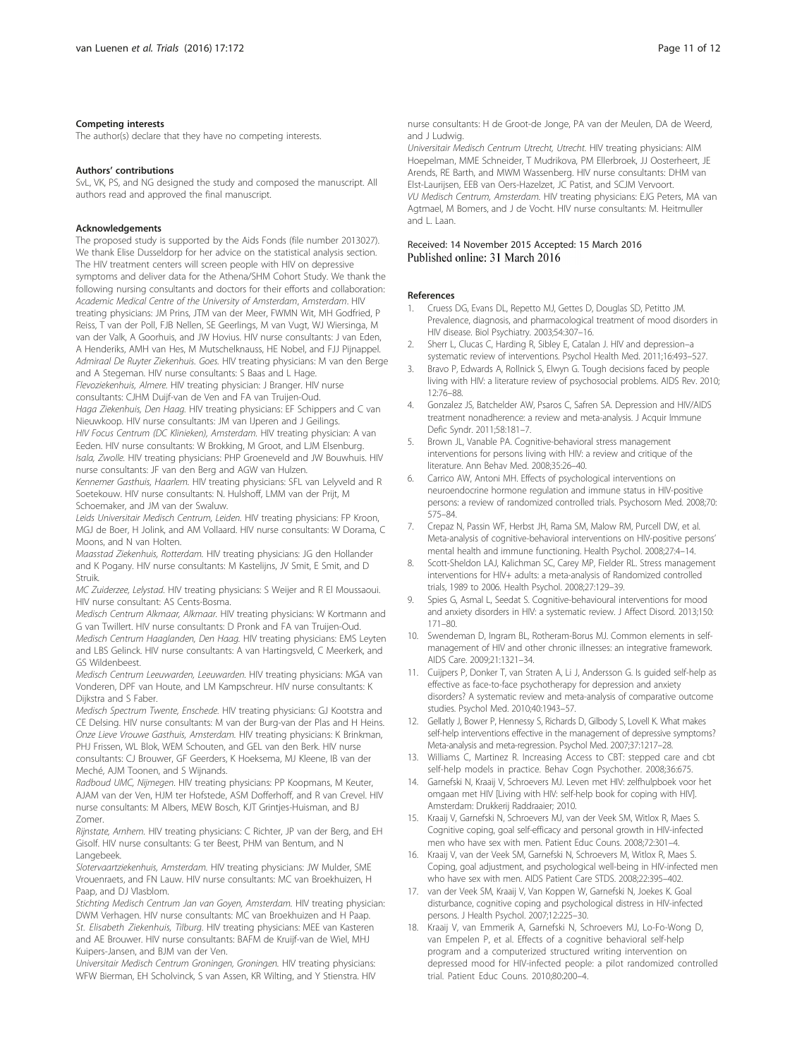### Competing interests

The author(s) declare that they have no competing interests.

### Authors' contributions

SvL, VK, PS, and NG designed the study and composed the manuscript. All authors read and approved the final manuscript.

### Acknowledgements

The proposed study is supported by the Aids Fonds (file number 2013027). We thank Elise Dusseldorp for her advice on the statistical analysis section. The HIV treatment centers will screen people with HIV on depressive symptoms and deliver data for the Athena/SHM Cohort Study. We thank the following nursing consultants and doctors for their efforts and collaboration: *Academic Medical Centre of the University of Amsterdam*, *Amsterdam*. HIV treating physicians: JM Prins, JTM van der Meer, FWMN Wit, MH Godfried, P Reiss, T van der Poll, FJB Nellen, SE Geerlings, M van Vugt, WJ Wiersinga, M van der Valk, A Goorhuis, and JW Hovius. HIV nurse consultants: J van Eden, A Henderiks, AMH van Hes, M Mutschelknauss, HE Nobel, and FJJ Pijnappel. *Admiraal De Ruyter Ziekenhuis*. *Goes*. HIV treating physicians: M van den Berge and A Stegeman. HIV nurse consultants: S Baas and L Hage.
*Flevoziekenhuis, Almere*. HIV treating physician: J Branger. HIV nurse consultants: CJHM Duijf-van de Ven and FA van Truijen-Oud.
*Haga Ziekenhuis, Den Haag*. HIV treating physicians: EF Schippers and C van Nieuwkoop. HIV nurse consultants: JM van IJperen and J Geilings.
*HIV Focus Centrum (DC Klinieken), Amsterdam*. HIV treating physician: A van Eeden. HIV nurse consultants: W Brokking, M Groot, and LJM Elsenburg.
*Isala, Zwolle*. HIV treating physicians: PHP Groeneveld and JW Bouwhuis. HIV nurse consultants: JF van den Berg and AGW van Hulzen.
*Kennemer Gasthuis, Haarlem*. HIV treating physicians: SFL van Lelyveld and R Soetekouw. HIV nurse consultants: N. Hulshoff, LMM van der Prijt, M Schoemaker, and JM van der Swaluw.
*Leids Universitair Medisch Centrum, Leiden*. HIV treating physicians: FP Kroon, MGJ de Boer, H Jolink, and AM Vollaard. HIV nurse consultants: W Dorama, C Moons, and N van Holten.
*Maasstad Ziekenhuis, Rotterdam*. HIV treating physicians: JG den Hollander and K Pogany. HIV nurse consultants: M Kastelijns, JV Smit, E Smit, and D Struik.
*MC Zuiderzee, Lelystad*. HIV treating physicians: S Weijer and R El Moussaoui. HIV nurse consultant: AS Cents-Bosma.
*Medisch Centrum Alkmaar, Alkmaar*. HIV treating physicians: W Kortmann and G van Twillert. HIV nurse consultants: D Pronk and FA van Truijen-Oud.
*Medisch Centrum Haaglanden, Den Haag*. HIV treating physicians: EMS Leyten and LBS Gelinck. HIV nurse consultants: A van Hartingsveld, C Meerkerk, and GS Wildenbeest.
*Medisch Centrum Leeuwarden, Leeuwarden*. HIV treating physicians: MGA van Vonderen, DPF van Houte, and LM Kampschreur. HIV nurse consultants: K Dijkstra and S Faber.
*Medisch Spectrum Twente, Enschede*. HIV treating physicians: GJ Kootstra and CE Delsing. HIV nurse consultants: M van der Burg-van der Plas and H Heins.
*Onze Lieve Vrouwe Gasthuis, Amsterdam*. HIV treating physicians: K Brinkman, PHJ Frissen, WL Blok, WEM Schouten, and GEL van den Berk. HIV nurse consultants: CJ Brouwer, GF Geerders, K Hoeksema, MJ Kleene, IB van der Meché, AJM Toonen, and S Wijnands.
*Radboud UMC, Nijmegen*. HIV treating physicians: PP Koopmans, M Keuter, AJAM van der Ven, HJM ter Hofstede, ASM Dofferhoff, and R van Crevel. HIV nurse consultants: M Albers, MEW Bosch, KJT Grintjes-Huisman, and BJ Zomer.
*Rijnstate, Arnhem*. HIV treating physicians: C Richter, JP van der Berg, and EH Gisolf. HIV nurse consultants: G ter Beest, PHM van Bentum, and N Langebeek.
*Slotervaartziekenhuis, Amsterdam*. HIV treating physicians: JW Mulder, SME Vrouenraets, and FN Lauw. HIV nurse consultants: MC van Broekhuizen, H Paap, and DJ Vlasblom.
*Stichting Medisch Centrum Jan van Goyen, Amsterdam*. HIV treating physician: DWM Verhagen. HIV nurse consultants: MC van Broekhuizen and H Paap.
*St. Elisabeth Ziekenhuis, Tilburg*. HIV treating physicians: MEE van Kasteren and AE Brouwer. HIV nurse consultants: BAFM de Kruijf-van de Wiel, MHJ Kuipers-Jansen, and BJM van der Ven.
*Universitair Medisch Centrum Groningen, Groningen*. HIV treating physicians: WFW Bierman, EH Scholvinck, S van Assen, KR Wilting, and Y Stienstra. HIV nurse consultants: H de Groot-de Jonge, PA van der Meulen, DA de Weerd, and J Ludwig.
*Universitair Medisch Centrum Utrecht, Utrecht*. HIV treating physicians: AIM Hoepelman, MME Schneider, T Mudrikova, PM Ellerbroek, JJ Oosterheert, JE Arends, RE Barth, and MWM Wassenberg. HIV nurse consultants: DHM van Elst-Laurijsen, EEB van Oers-Hazelzet, JC Patist, and SCJM Vervoort.
*VU Medisch Centrum, Amsterdam*. HIV treating physicians: EJG Peters, MA van Agtmael, M Bomers, and J de Vocht. HIV nurse consultants: M. Heitmuller and L. Laan.

Received: 14 November 2015 Accepted: 15 March 2016
Published online: 31 March 2016

### References

1. Cruess DG, Evans DL, Repetto MJ, Gettes D, Douglas SD, Petitto JM. Prevalence, diagnosis, and pharmacological treatment of mood disorders in HIV disease. Biol Psychiatry. 2003;54:307–16.
2. Sherr L, Clucas C, Harding R, Sibley E, Catalan J. HIV and depression–a systematic review of interventions. Psychol Health Med. 2011;16:493–527.
3. Bravo P, Edwards A, Rollnick S, Elwyn G. Tough decisions faced by people living with HIV: a literature review of psychosocial problems. AIDS Rev. 2010; 12:76–88.
4. Gonzalez JS, Batchelder AW, Psaros C, Safren SA. Depression and HIV/AIDS treatment nonadherence: a review and meta-analysis. J Acquir Immune Defic Syndr. 2011;58:181–7.
5. Brown JL, Vanable PA. Cognitive-behavioral stress management interventions for persons living with HIV: a review and critique of the literature. Ann Behav Med. 2008;35:26–40.
6. Carrico AW, Antoni MH. Effects of psychological interventions on neuroendocrine hormone regulation and immune status in HIV-positive persons: a review of randomized controlled trials. Psychosom Med. 2008;70: 575–84.
7. Crepaz N, Passin WF, Herbst JH, Rama SM, Malow RM, Purcell DW, et al. Meta-analysis of cognitive-behavioral interventions on HIV-positive persons' mental health and immune functioning. Health Psychol. 2008;27:4–14.
8. Scott-Sheldon LAJ, Kalichman SC, Carey MP, Fielder RL. Stress management interventions for HIV+ adults: a meta-analysis of Randomized controlled trials, 1989 to 2006. Health Psychol. 2008;27:129–39.
9. Spies G, Asmal L, Seedat S. Cognitive-behavioural interventions for mood and anxiety disorders in HIV: a systematic review. J Affect Disord. 2013;150: 171–80.
10. Swendeman D, Ingram BL, Rotheram-Borus MJ. Common elements in self-management of HIV and other chronic illnesses: an integrative framework. AIDS Care. 2009;21:1321–34.
11. Cuijpers P, Donker T, van Straten A, Li J, Andersson G. Is guided self-help as effective as face-to-face psychotherapy for depression and anxiety disorders? A systematic review and meta-analysis of comparative outcome studies. Psychol Med. 2010;40:1943–57.
12. Gellatly J, Bower P, Hennessy S, Richards D, Gilbody S, Lovell K. What makes self-help interventions effective in the management of depressive symptoms? Meta-analysis and meta-regression. Psychol Med. 2007;37:1217–28.
13. Williams C, Martinez R. Increasing Access to CBT: stepped care and cbt self-help models in practice. Behav Cogn Psychother. 2008;36:675.
14. Garnefski N, Kraaij V, Schroevers MJ. Leven met HIV: zelfhulpboek voor het omgaan met HIV [Living with HIV: self-help book for coping with HIV]. Amsterdam: Drukkerij Raddraaier; 2010.
15. Kraaij V, Garnefski N, Schroevers MJ, van der Veek SM, Witlox R, Maes S. Cognitive coping, goal self-efficacy and personal growth in HIV-infected men who have sex with men. Patient Educ Couns. 2008;72:301–4.
16. Kraaij V, van der Veek SM, Garnefski N, Schroevers M, Witlox R, Maes S. Coping, goal adjustment, and psychological well-being in HIV-infected men who have sex with men. AIDS Patient Care STDS. 2008;22:395–402.
17. van der Veek SM, Kraaij V, Van Koppen W, Garnefski N, Joekes K. Goal disturbance, cognitive coping and psychological distress in HIV-infected persons. J Health Psychol. 2007;12:225–30.
18. Kraaij V, van Emmerik A, Garnefski N, Schroevers MJ, Lo-Fo-Wong D, van Empelen P, et al. Effects of a cognitive behavioral self-help program and a computerized structured writing intervention on depressed mood for HIV-infected people: a pilot randomized controlled trial. Patient Educ Couns. 2010;80:200–4.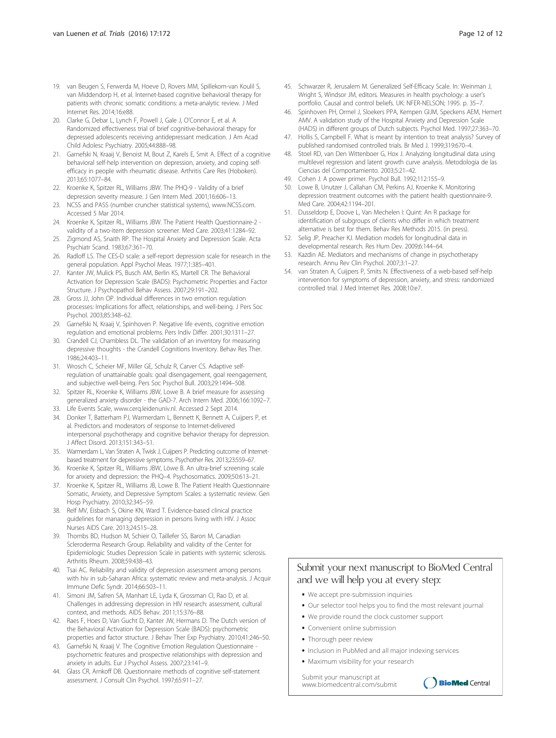19. van Beugen S, Ferwerda M, Hoeve D, Rovers MM, Spillekom-van Koulil S, van Middendorp H, et al. Internet-based cognitive behavioral therapy for patients with chronic somatic conditions: a meta-analytic review. J Med Internet Res. 2014;16:e88.
20. Clarke G, Debar L, Lynch F, Powell J, Gale J, O'Connor E, et al. A Randomized effectiveness trial of brief cognitive-behavioral therapy for depressed adolescents receiving antidepressant medication. J Am Acad Child Adolesc Psychiatry. 2005;44:888–98.
21. Garnefski N, Kraaij V, Benoist M, Bout Z, Karels E, Smit A. Effect of a cognitive behavioral self-help intervention on depression, anxiety, and coping self-efficacy in people with rheumatic disease. Arthritis Care Res (Hoboken). 2013;65:1077–84.
22. Kroenke K, Spitzer RL, Williams JBW. The PHQ-9 - Validity of a brief depression severity measure. J Gen Intern Med. 2001;16:606–13.
23. NCSS and PASS (number cruncher statistical systems), www.NCSS.com. Accessed 5 Mar 2014.
24. Kroenke K, Spitzer RL, Williams JBW. The Patient Health Questionnaire-2 - validity of a two-item depression screener. Med Care. 2003;41:1284–92.
25. Zigmond AS, Snaith RP. The Hospital Anxiety and Depression Scale. Acta Psychiatr Scand. 1983;67:361–70.
26. Radloff LS. The CES-D scale: a self-report depression scale for research in the general population. Appl Psychol Meas. 1977;1:385–401.
27. Kanter JW, Mulick PS, Busch AM, Berlin KS, Martell CR. The Behavioral Activation for Depression Scale (BADS): Psychometric Properties and Factor Structure. J Psychopathol Behav Assess. 2007;29:191–202.
28. Gross JJ, John OP. Individual differences in two emotion regulation processes: Implications for affect, relationships, and well-being. J Pers Soc Psychol. 2003;85:348–62.
29. Garnefski N, Kraaij V, Spinhoven P. Negative life events, cognitive emotion regulation and emotional problems. Pers Indiv Differ. 2001;30:1311–27.
30. Crandell CJ, Chambless DL. The validation of an inventory for measuring depressive thoughts - the Crandell Cognitions Inventory. Behav Res Ther. 1986;24:403–11.
31. Wrosch C, Scheier MF, Miller GE, Schulz R, Carver CS. Adaptive self-regulation of unattainable goals: goal disengagement, goal reengagement, and subjective well-being. Pers Soc Psychol Bull. 2003;29:1494–508.
32. Spitzer RL, Kroenke K, Williams JBW, Lowe B. A brief measure for assessing generalized anxiety disorder - the GAD-7. Arch Intern Med. 2006;166:1092–7.
33. Life Events Scale, www.cerq.leidenuniv.nl. Accessed 2 Sept 2014.
34. Donker T, Batterham PJ, Warmerdam L, Bennett K, Bennett A, Cuijpers P, et al. Predictors and moderators of response to Internet-delivered interpersonal psychotherapy and cognitive behavior therapy for depression. J Affect Disord. 2013;151:343–51.
35. Warmerdam L, Van Straten A, Twisk J, Cuijpers P. Predicting outcome of Internet-based treatment for depressive symptoms. Psychother Res. 2013;23:559–67.
36. Kroenke K, Spitzer RL, Williams JBW, Löwe B. An ultra-brief screening scale for anxiety and depression: the PHQ–4. Psychosomatics. 2009;50:613–21.
37. Kroenke K, Spitzer RL, Williams JB, Lowe B. The Patient Health Questionnaire Somatic, Anxiety, and Depressive Symptom Scales: a systematic review. Gen Hosp Psychiatry. 2010;32:345–59.
38. Relf MV, Eisbach S, Okine KN, Ward T. Evidence-based clinical practice guidelines for managing depression in persons living with HIV. J Assoc Nurses AIDS Care. 2013;24:S15–28.
39. Thombs BD, Hudson M, Schieir O, Taillefer SS, Baron M, Canadian Scleroderma Research Group. Reliability and validity of the Center for Epidemiologic Studies Depression Scale in patients with systemic sclerosis. Arthritis Rheum. 2008;59:438–43.
40. Tsai AC. Reliability and validity of depression assessment among persons with hiv in sub-Saharan Africa: systematic review and meta-analysis. J Acquir Immune Defic Syndr. 2014;66:503–11.
41. Simoni JM, Safren SA, Manhart LE, Lyda K, Grossman CI, Rao D, et al. Challenges in addressing depression in HIV research: assessment, cultural context, and methods. AIDS Behav. 2011;15:376–88.
42. Raes F, Hoes D, Van Gucht D, Kanter JW, Hermans D. The Dutch version of the Behavioral Activation for Depression Scale (BADS): psychometric properties and factor structure. J Behav Ther Exp Psychiatry. 2010;41:246–50.
43. Garnefski N, Kraaij V. The Cognitive Emotion Regulation Questionnaire - psychometric features and prospective relationships with depression and anxiety in adults. Eur J Psychol Assess. 2007;23:141–9.
44. Glass CR, Arnkoff DB. Questionnaire methods of cognitive self-statement assessment. J Consult Clin Psychol. 1997;65:911–27.
45. Schwarzer R, Jerusalem M. Generalized Self-Efficacy Scale. In: Weinman J, Wright S, Windsor JM, editors. Measures in health psychology: a user's portfolio. Causal and control beliefs. UK: NFER-NELSON; 1995. p. 35–7.
46. Spinhoven PH, Ormel J, Sloekers PPA, Kempen GIJM, Speckens AEM, Hemert AMV. A validation study of the Hospital Anxiety and Depression Scale (HADS) in different groups of Dutch subjects. Psychol Med. 1997;27:363–70.
47. Hollis S, Campbell F. What is meant by intention to treat analysis? Survey of published randomised controlled trials. Br Med J. 1999;319:670–4.
48. Stoel RD, van Den Wittenboer G, Hox J. Analyzing longitudinal data using multilevel regression and latent growth curve analysis. Metodologia de las Ciencias del Comportamiento. 2003;5:21–42.
49. Cohen J. A power primer. Psychol Bull. 1992;112:155–9.
50. Lowe B, Unutzer J, Callahan CM, Perkins AJ, Kroenke K. Monitoring depression treatment outcomes with the patient health questionnaire-9. Med Care. 2004;42:1194–201.
51. Dusseldorp E, Doove L, Van Mechelen I: Quint: An R package for identification of subgroups of clients who differ in which treatment alternative is best for them. Behav Res Methods 2015. (in press).
52. Selig JP, Preacher KJ. Mediation models for longitudinal data in developmental research. Res Hum Dev. 2009;6:144–64.
53. Kazdin AE. Mediators and mechanisms of change in psychotherapy research. Annu Rev Clin Psychol. 2007;3:1–27.
54. van Straten A, Cuijpers P, Smits N. Effectiveness of a web-based self-help intervention for symptoms of depression, anxiety, and stress: randomized controlled trial. J Med Internet Res. 2008;10:e7.